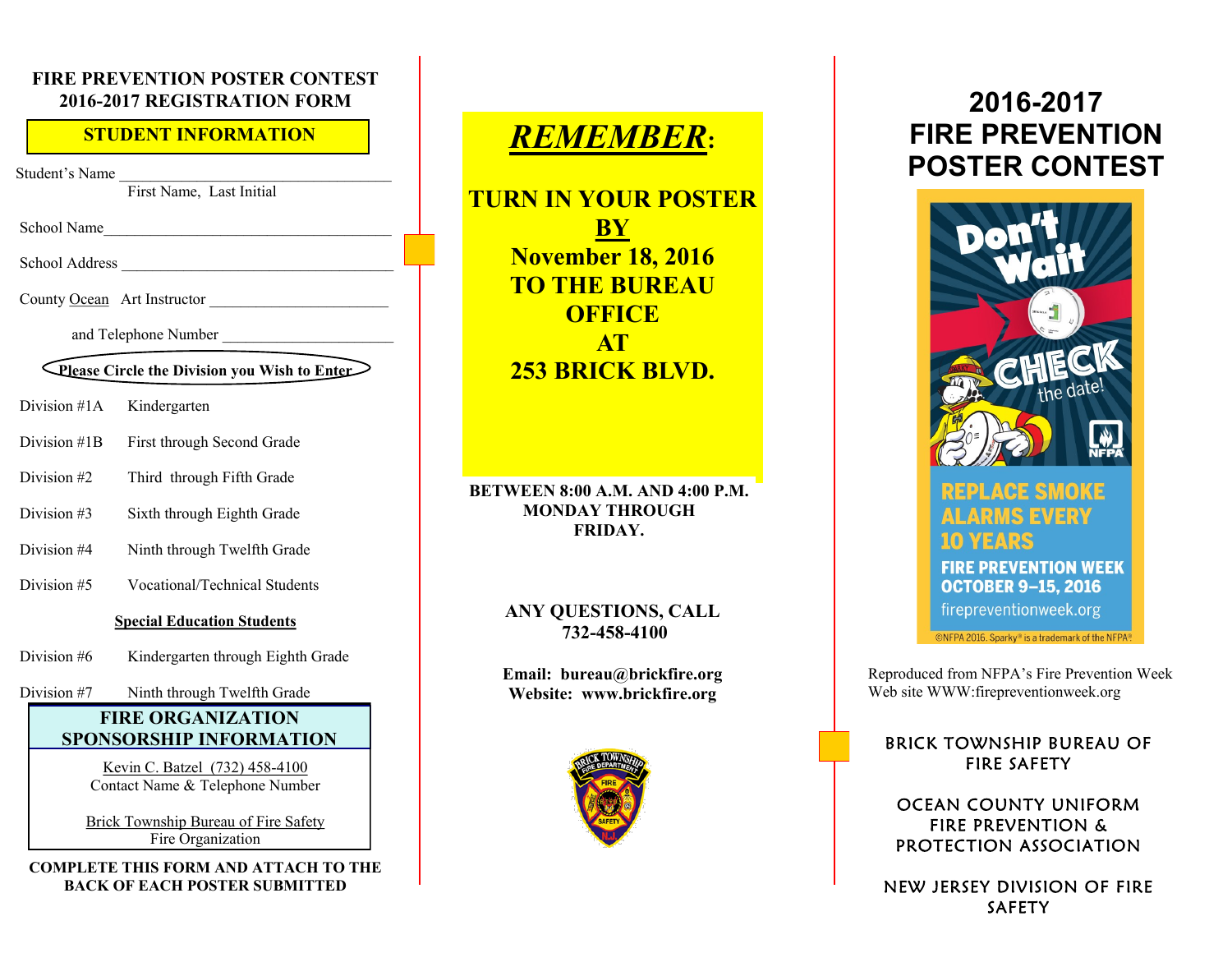# FIRE PREVENTION POSTER CONTEST
## 2016-2017 REGISTRATION FORM

### STUDENT INFORMATION

Student's Name ___________________________________
First Name, Last Initial

School Name_______________________________________

School Address ____________________________________

County Ocean Art Instructor _______________________

and Telephone Number _____________________

**Please Circle the Division you Wish to Enter**

| | |
|---|---|
| Division #1A | Kindergarten |
| Division #1B | First through Second Grade |
| Division #2 | Third through Fifth Grade |
| Division #3 | Sixth through Eighth Grade |
| Division #4 | Ninth through Twelfth Grade |
| Division #5 | Vocational/Technical Students |

**Special Education Students**

| | |
|---|---|
| Division #6 | Kindergarten through Eighth Grade |
| Division #7 | Ninth through Twelfth Grade |

### FIRE ORGANIZATION SPONSORSHIP INFORMATION

Kevin C. Batzel (732) 458-4100
Contact Name & Telephone Number

Brick Township Bureau of Fire Safety
Fire Organization

**COMPLETE THIS FORM AND ATTACH TO THE BACK OF EACH POSTER SUBMITTED**

# *REMEMBER*:

**TURN IN YOUR POSTER BY November 18, 2016 TO THE BUREAU OFFICE AT 253 BRICK BLVD.**

**BETWEEN 8:00 A.M. AND 4:00 P.M. MONDAY THROUGH FRIDAY.**

**ANY QUESTIONS, CALL 732-458-4100**

**Email: bureau@brickfire.org**
**Website: www.brickfire.org**

# 2016-2017 FIRE PREVENTION POSTER CONTEST

Don't Wait CHECK the date!

REPLACE SMOKE ALARMS EVERY 10 YEARS

FIRE PREVENTION WEEK OCTOBER 9–15, 2016

firepreventionweek.org

©NFPA 2016. Sparky® is a trademark of the NFPA®

Reproduced from NFPA's Fire Prevention Week Web site WWW:firepreventionweek.org

BRICK TOWNSHIP BUREAU OF FIRE SAFETY

OCEAN COUNTY UNIFORM FIRE PREVENTION & PROTECTION ASSOCIATION

NEW JERSEY DIVISION OF FIRE SAFETY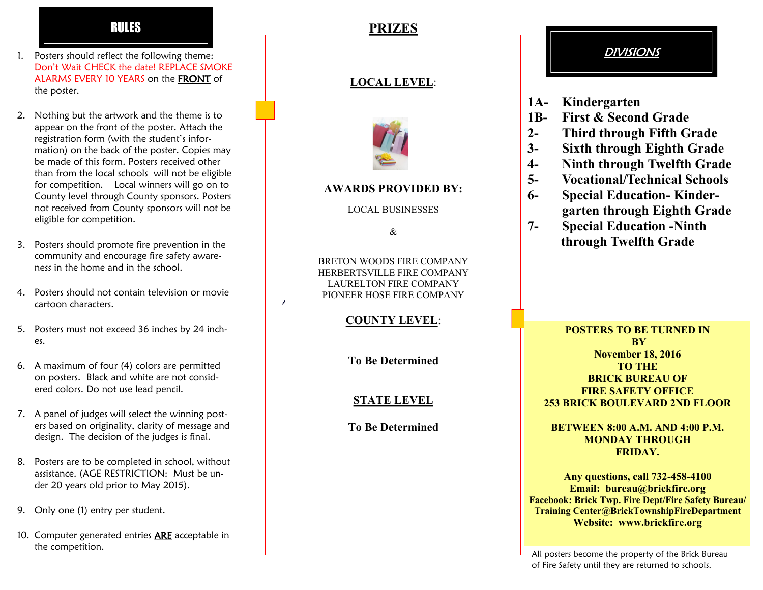## RULES

1. Posters should reflect the following theme: Don't Wait CHECK the date! REPLACE SMOKE ALARMS EVERY 10 YEARS on the **FRONT** of the poster.

2. Nothing but the artwork and the theme is to appear on the front of the poster. Attach the registration form (with the student's information) on the back of the poster. Copies may be made of this form. Posters received other than from the local schools will not be eligible for competition. Local winners will go on to County level through County sponsors. Posters not received from County sponsors will not be eligible for competition.

3. Posters should promote fire prevention in the community and encourage fire safety awareness in the home and in the school.

4. Posters should not contain television or movie cartoon characters.

5. Posters must not exceed 36 inches by 24 inches.

6. A maximum of four (4) colors are permitted on posters. Black and white are not considered colors. Do not use lead pencil.

7. A panel of judges will select the winning posters based on originality, clarity of message and design. The decision of the judges is final.

8. Posters are to be completed in school, without assistance. (AGE RESTRICTION: Must be under 20 years old prior to May 2015).

9. Only one (1) entry per student.

10. Computer generated entries **ARE** acceptable in the competition.

## PRIZES

### LOCAL LEVEL:

**AWARDS PROVIDED BY:**

LOCAL BUSINESSES

&

BRETON WOODS FIRE COMPANY
HERBERTSVILLE FIRE COMPANY
LAURELTON FIRE COMPANY
PIONEER HOSE FIRE COMPANY

### COUNTY LEVEL:

**To Be Determined**

### STATE LEVEL

**To Be Determined**

## DIVISIONS

**1A- Kindergarten**
**1B- First & Second Grade**
**2- Third through Fifth Grade**
**3- Sixth through Eighth Grade**
**4- Ninth through Twelfth Grade**
**5- Vocational/Technical Schools**
**6- Special Education- Kindergarten through Eighth Grade**
**7- Special Education -Ninth through Twelfth Grade**

**POSTERS TO BE TURNED IN BY November 18, 2016 TO THE BRICK BUREAU OF FIRE SAFETY OFFICE 253 BRICK BOULEVARD 2ND FLOOR**

**BETWEEN 8:00 A.M. AND 4:00 P.M. MONDAY THROUGH FRIDAY.**

**Any questions, call 732-458-4100**
**Email: bureau@brickfire.org**
**Facebook: Brick Twp. Fire Dept/Fire Safety Bureau/Training Center@BrickTownshipFireDepartment**
**Website: www.brickfire.org**

All posters become the property of the Brick Bureau of Fire Safety until they are returned to schools.